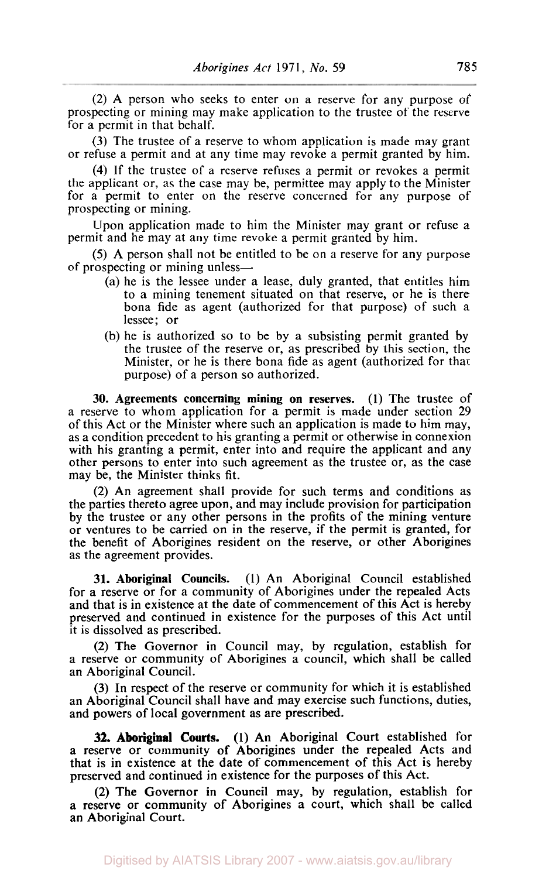(2) A person who seeks to enter on a reserve for any purpose of prospecting or mining may make application to the trustee of the reserve for a permit in that behalf.

(3) The trustee of a reserve to whom application is made may grant or refuse a permit and at any time may revoke a permit granted by him.

(4) If the trustee of a reserve refuses a permit or revokes a permit the applicant or, as the case may be, permittee may apply to the Minister for a permit to enter on the reserve concerned for any purpose of prospecting or mining.

Upon application made to him the Minister may grant or refuse a permit and he may at any time revoke a permit granted by him.

(5) A person shall not be entitled to be on a reserve for any purpose of prospecting or mining unless—

- (a) he is the lessee under a lease, duly granted, that entitles him to a mining tenement situated on that reserve, or he is there bona fide as agent (authorized for that purpose) of such a lessee; or
- (b) he is authorized so to be by a subsisting permit granted by the trustee of the reserve or, as prescribed by this section, the Minister, or he is there bona fide as agent (authorized for that purpose) of a person so authorized.

**30. Agreements concerning mining on reserves.** (1) The trustee of a reserve to whom application for a permit is made under section 29 of this Act or the Minister where such an application is made to him may, as a condition precedent to his granting a permit or otherwise in connexion with his granting a permit, enter into and require the applicant and any other persons to enter into such agreement as the trustee or, as the case may be, the Minister thinks fit.

(2) An agreement shall provide for such terms and conditions as the parties thereto agree upon, and may include provision for participation by the trustee or any other persons in the profits of the mining venture or ventures to be carried on in the reserve, if the permit is granted, for the benefit of Aborigines resident on the reserve, or other Aborigines as the agreement provides.

**31. Aboriginal Councils.** (1) An Aboriginal Council established for a reserve or for a community of Aborigines under the repealed Acts and that is in existence at the date of commencement of this Act is hereby preserved and continued in existence for the purposes of this Act until it is dissolved as prescribed.

(2) The Governor in Council may, by regulation, establish for a reserve or community of Aborigines a council, which shall be called an Aboriginal Council.

(3) In respect of the reserve or community for which it is established an Aboriginal Council shall have and may exercise such functions, duties, and powers of local government as are prescribed.

**32. Aboriginal Courts.** (1) An Aboriginal Court established for a reserve or community of Aborigines under the repealed Acts and that is in existence at the date of commencement of this Act is hereby preserved and continued in existence for the purposes of this Act.

(2) The Governor in Council may, by regulation, establish for a reserve or community of Aborigines a court, which shall be called an Aboriginal Court.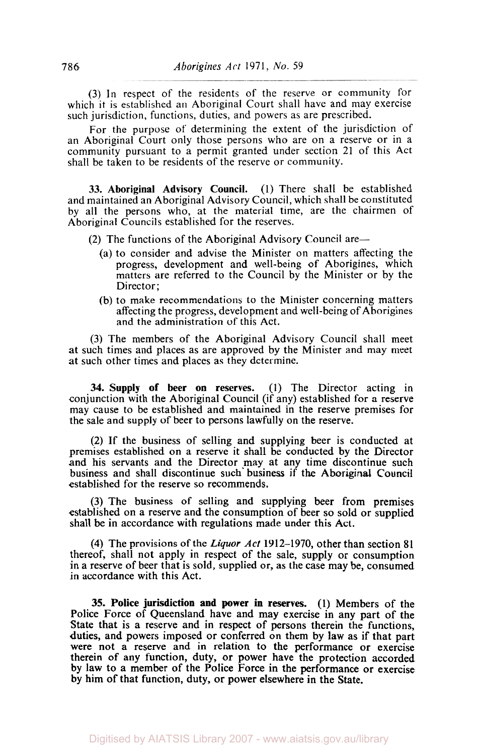(3) In respect of the residents of the reserve or community for which it is established an Aboriginal Court shall have and may exercise such jurisdiction, functions, duties, and powers as are prescribed.

For the purpose of determining the extent of the jurisdiction of an Aboriginal Court only those persons who are on a reserve or in a community pursuant to a permit granted under section 21 of this Act shall be taken to be residents of the reserve or community.

**33. Aboriginal Advisory Council.** (1) There shall be established and maintained an Aboriginal Advisory Council, which shall be constituted by all the persons who, at the material time, are the chairmen of Aboriginal Councils established for the reserves.

(2) The functions of the Aboriginal Advisory Council are—

(a) to consider and advise the Minister on matters affecting the progress, development and well-being of Aborigines, which matters are referred to the Council by the Minister or by the Director;

(b) to make recommendations to the Minister concerning matters affecting the progress, development and well-being of Aborigines and the administration of this Act.

(3) The members of the Aboriginal Advisory Council shall meet at such times and places as are approved by the Minister and may meet at such other times and places as they determine.

**34. Supply of beer on reserves.** (1) The Director acting in conjunction with the Aboriginal Council (if any) established for a reserve may cause to be established and maintained in the reserve premises for the sale and supply of beer to persons lawfully on the reserve.

(2) If the business of selling and supplying beer is conducted at premises established on a reserve it shall be conducted by the Director and his servants and the Director may at any time discontinue such business and shall discontinue such business if the Aboriginal Council established for the reserve so recommends.

(3) The business of selling and supplying beer from premises established on a reserve and the consumption of beer so sold or supplied shall be in accordance with regulations made under this Act.

(4) The provisions of the *Liquor Act* 1912–1970, other than section 81 thereof, shall not apply in respect of the sale, supply or consumption in a reserve of beer that is sold, supplied or, as the case may be, consumed in accordance with this Act.

**35. Police jurisdiction and power in reserves.** (1) Members of the Police Force of Queensland have and may exercise in any part of the State that is a reserve and in respect of persons therein the functions, duties, and powers imposed or conferred on them by law as if that part were not a reserve and in relation to the performance or exercise therein of any function, duty, or power have the protection accorded by law to a member of the Police Force in the performance or exercise by him of that function, duty, or power elsewhere in the State.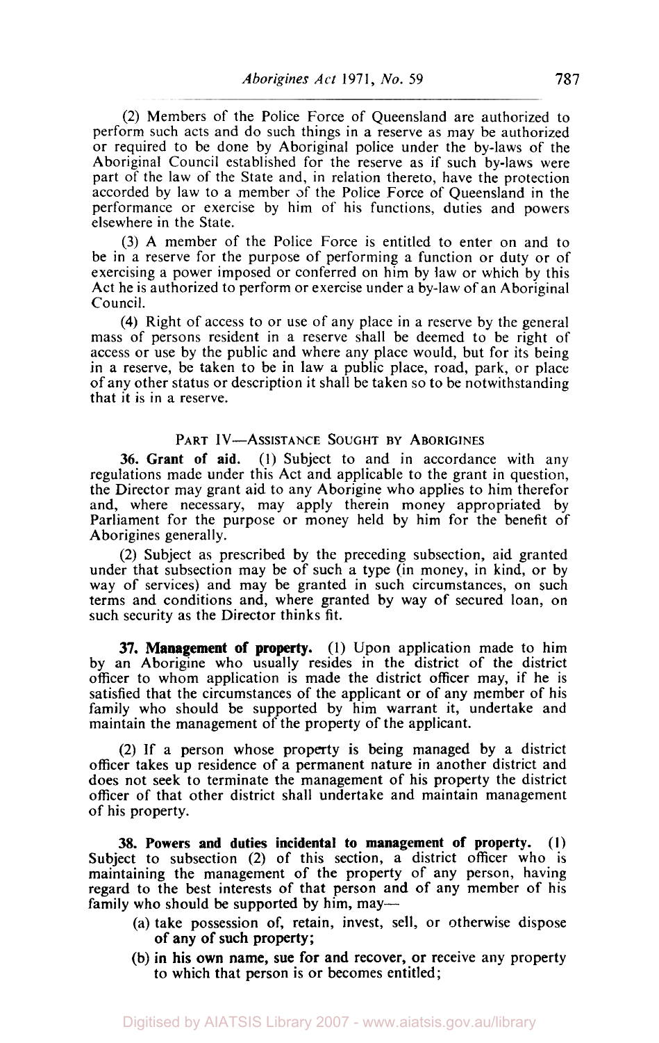(2) Members of the Police Force of Queensland are authorized to perform such acts and do such things in a reserve as may be authorized or required to be done by Aboriginal police under the by-laws of the Aboriginal Council established for the reserve as if such by-laws were part of the law of the State and, in relation thereto, have the protection accorded by law to a member of the Police Force of Queensland in the performance or exercise by him of his functions, duties and powers elsewhere in the State.

(3) A member of the Police Force is entitled to enter on and to be in a reserve for the purpose of performing a function or duty or of exercising a power imposed or conferred on him by law or which by this Act he is authorized to perform or exercise under a by-law of an Aboriginal Council.

(4) Right of access to or use of any place in a reserve by the general mass of persons resident in a reserve shall be deemed to be right of access or use by the public and where any place would, but for its being in a reserve, be taken to be in law a public place, road, park, or place of any other status or description it shall be taken so to be notwithstanding that it is in a reserve.

## PART IV—ASSISTANCE SOUGHT BY ABORIGINES

**36. Grant of aid.** (1) Subject to and in accordance with any regulations made under this Act and applicable to the grant in question, the Director may grant aid to any Aborigine who applies to him therefor and, where necessary, may apply therein money appropriated by Parliament for the purpose or money held by him for the benefit of Aborigines generally.

(2) Subject as prescribed by the preceding subsection, aid granted under that subsection may be of such a type (in money, in kind, or by way of services) and may be granted in such circumstances, on such terms and conditions and, where granted by way of secured loan, on such security as the Director thinks fit.

**37. Management of property.** (1) Upon application made to him by an Aborigine who usually resides in the district of the district officer to whom application is made the district officer may, if he is satisfied that the circumstances of the applicant or of any member of his family who should be supported by him warrant it, undertake and maintain the management of the property of the applicant.

(2) If a person whose property is being managed by a district officer takes up residence of a permanent nature in another district and does not seek to terminate the management of his property the district officer of that other district shall undertake and maintain management of his property.

**38. Powers and duties incidental to management of property.** (1) Subject to subsection (2) of this section, a district officer who is maintaining the management of the property of any person, having regard to the best interests of that person and of any member of his family who should be supported by him, may—

(a) take possession of, retain, invest, sell, or otherwise dispose of any of such property;

(b) in his own name, sue for and recover, or receive any property to which that person is or becomes entitled;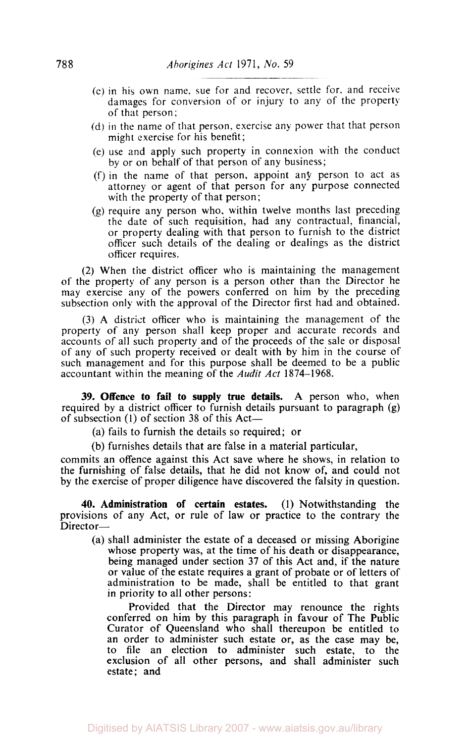(c) in his own name, sue for and recover, settle for, and receive damages for conversion of or injury to any of the property of that person;

(d) in the name of that person, exercise any power that that person might exercise for his benefit;

(e) use and apply such property in connexion with the conduct by or on behalf of that person of any business;

(f) in the name of that person, appoint any person to act as attorney or agent of that person for any purpose connected with the property of that person;

(g) require any person who, within twelve months last preceding the date of such requisition, had any contractual, financial, or property dealing with that person to furnish to the district officer such details of the dealing or dealings as the district officer requires.

(2) When the district officer who is maintaining the management of the property of any person is a person other than the Director he may exercise any of the powers conferred on him by the preceding subsection only with the approval of the Director first had and obtained.

(3) A district officer who is maintaining the management of the property of any person shall keep proper and accurate records and accounts of all such property and of the proceeds of the sale or disposal of any of such property received or dealt with by him in the course of such management and for this purpose shall be deemed to be a public accountant within the meaning of the *Audit Act* 1874–1968.

**39. Offence to fail to supply true details.** A person who, when required by a district officer to furnish details pursuant to paragraph (g) of subsection (1) of section 38 of this Act—

(a) fails to furnish the details so required; or

(b) furnishes details that are false in a material particular,

commits an offence against this Act save where he shows, in relation to the furnishing of false details, that he did not know of, and could not by the exercise of proper diligence have discovered the falsity in question.

**40. Administration of certain estates.** (1) Notwithstanding the provisions of any Act, or rule of law or practice to the contrary the Director—

(a) shall administer the estate of a deceased or missing Aborigine whose property was, at the time of his death or disappearance, being managed under section 37 of this Act and, if the nature or value of the estate requires a grant of probate or of letters of administration to be made, shall be entitled to that grant in priority to all other persons:

Provided that the Director may renounce the rights conferred on him by this paragraph in favour of The Public Curator of Queensland who shall thereupon be entitled to an order to administer such estate or, as the case may be, to file an election to administer such estate, to the exclusion of all other persons, and shall administer such estate; and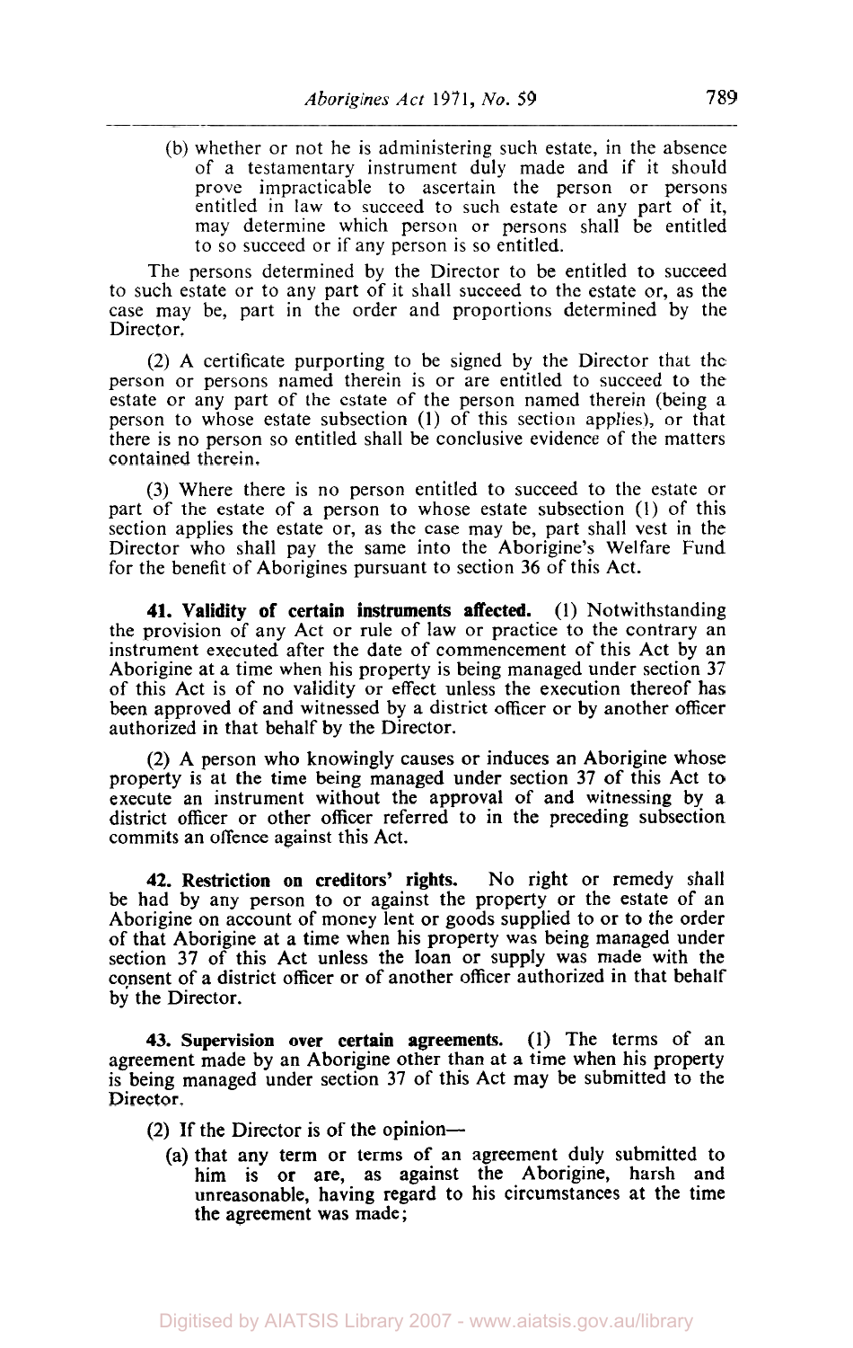(b) whether or not he is administering such estate, in the absence of a testamentary instrument duly made and if it should prove impracticable to ascertain the person or persons entitled in law to succeed to such estate or any part of it, may determine which person or persons shall be entitled to so succeed or if any person is so entitled.

The persons determined by the Director to be entitled to succeed to such estate or to any part of it shall succeed to the estate or, as the case may be, part in the order and proportions determined by the Director.

(2) A certificate purporting to be signed by the Director that the person or persons named therein is or are entitled to succeed to the estate or any part of the estate of the person named therein (being a person to whose estate subsection (1) of this section applies), or that there is no person so entitled shall be conclusive evidence of the matters contained therein.

(3) Where there is no person entitled to succeed to the estate or part of the estate of a person to whose estate subsection (1) of this section applies the estate or, as the case may be, part shall vest in the Director who shall pay the same into the Aborigine's Welfare Fund for the benefit of Aborigines pursuant to section 36 of this Act.

**41. Validity of certain instruments affected.** (1) Notwithstanding the provision of any Act or rule of law or practice to the contrary an instrument executed after the date of commencement of this Act by an Aborigine at a time when his property is being managed under section 37 of this Act is of no validity or effect unless the execution thereof has been approved of and witnessed by a district officer or by another officer authorized in that behalf by the Director.

(2) A person who knowingly causes or induces an Aborigine whose property is at the time being managed under section 37 of this Act to execute an instrument without the approval of and witnessing by a district officer or other officer referred to in the preceding subsection commits an offence against this Act.

**42. Restriction on creditors' rights.** No right or remedy shall be had by any person to or against the property or the estate of an Aborigine on account of money lent or goods supplied to or to the order of that Aborigine at a time when his property was being managed under section 37 of this Act unless the loan or supply was made with the consent of a district officer or of another officer authorized in that behalf by the Director.

**43. Supervision over certain agreements.** (1) The terms of an agreement made by an Aborigine other than at a time when his property is being managed under section 37 of this Act may be submitted to the Director.

(2) If the Director is of the opinion—

(a) that any term or terms of an agreement duly submitted to him is or are, as against the Aborigine, harsh and unreasonable, having regard to his circumstances at the time the agreement was made;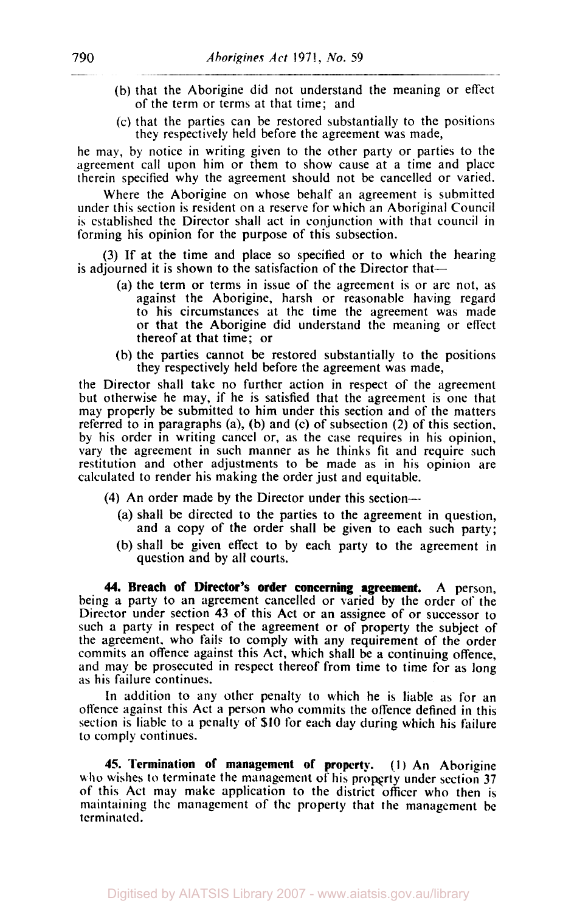(b) that the Aborigine did not understand the meaning or effect of the term or terms at that time; and

(c) that the parties can be restored substantially to the positions they respectively held before the agreement was made,

he may, by notice in writing given to the other party or parties to the agreement call upon him or them to show cause at a time and place therein specified why the agreement should not be cancelled or varied.

Where the Aborigine on whose behalf an agreement is submitted under this section is resident on a reserve for which an Aboriginal Council is established the Director shall act in conjunction with that council in forming his opinion for the purpose of this subsection.

(3) If at the time and place so specified or to which the hearing is adjourned it is shown to the satisfaction of the Director that—

(a) the term or terms in issue of the agreement is or are not, as against the Aborigine, harsh or reasonable having regard to his circumstances at the time the agreement was made or that the Aborigine did understand the meaning or effect thereof at that time; or

(b) the parties cannot be restored substantially to the positions they respectively held before the agreement was made,

the Director shall take no further action in respect of the agreement but otherwise he may, if he is satisfied that the agreement is one that may properly be submitted to him under this section and of the matters referred to in paragraphs (a), (b) and (c) of subsection (2) of this section, by his order in writing cancel or, as the case requires in his opinion, vary the agreement in such manner as he thinks fit and require such restitution and other adjustments to be made as in his opinion are calculated to render his making the order just and equitable.

(4) An order made by the Director under this section—

(a) shall be directed to the parties to the agreement in question, and a copy of the order shall be given to each such party;

(b) shall be given effect to by each party to the agreement in question and by all courts.

**44. Breach of Director's order concerning agreement.** A person, being a party to an agreement cancelled or varied by the order of the Director under section 43 of this Act or an assignee of or successor to such a party in respect of the agreement or of property the subject of the agreement, who fails to comply with any requirement of the order commits an offence against this Act, which shall be a continuing offence, and may be prosecuted in respect thereof from time to time for as long as his failure continues.

In addition to any other penalty to which he is liable as for an offence against this Act a person who commits the offence defined in this section is liable to a penalty of $10 for each day during which his failure to comply continues.

**45. Termination of management of property.** (1) An Aborigine who wishes to terminate the management of his property under section 37 of this Act may make application to the district officer who then is maintaining the management of the property that the management be terminated.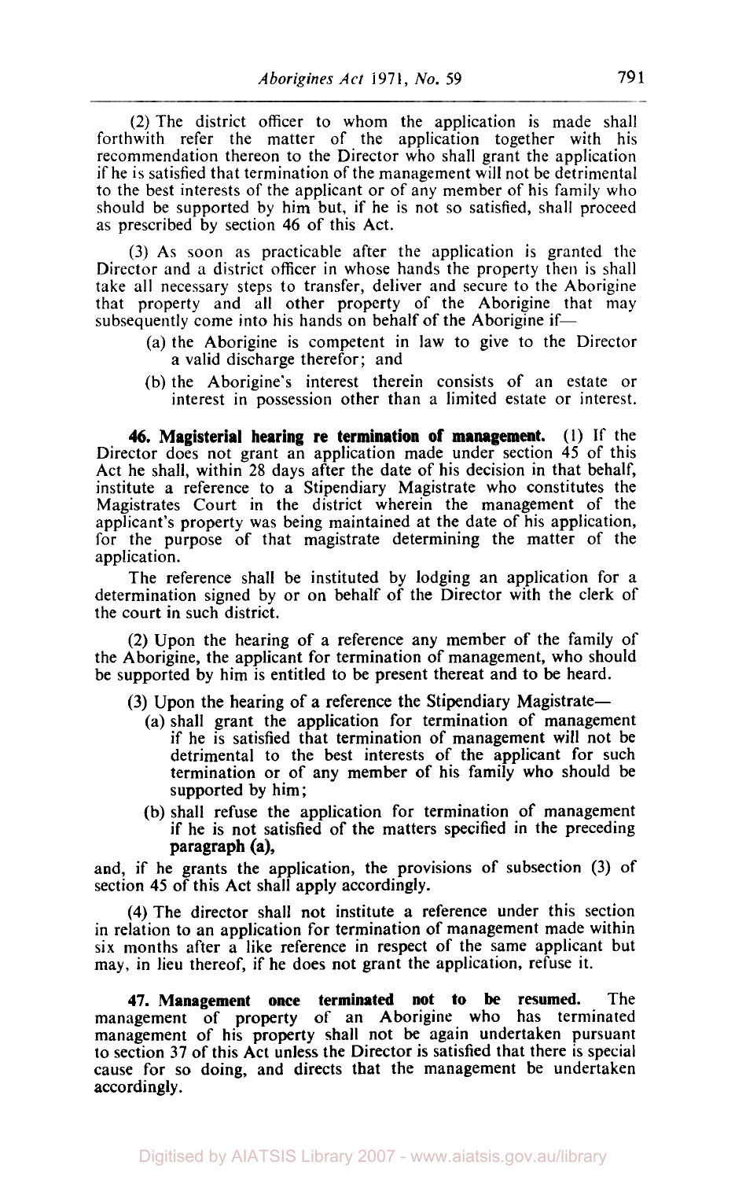(2) The district officer to whom the application is made shall forthwith refer the matter of the application together with his recommendation thereon to the Director who shall grant the application if he is satisfied that termination of the management will not be detrimental to the best interests of the applicant or of any member of his family who should be supported by him but, if he is not so satisfied, shall proceed as prescribed by section 46 of this Act.

(3) As soon as practicable after the application is granted the Director and a district officer in whose hands the property then is shall take all necessary steps to transfer, deliver and secure to the Aborigine that property and all other property of the Aborigine that may subsequently come into his hands on behalf of the Aborigine if—

(a) the Aborigine is competent in law to give to the Director a valid discharge therefor; and

(b) the Aborigine's interest therein consists of an estate or interest in possession other than a limited estate or interest.

**46. Magisterial hearing re termination of management.** (1) If the Director does not grant an application made under section 45 of this Act he shall, within 28 days after the date of his decision in that behalf, institute a reference to a Stipendiary Magistrate who constitutes the Magistrates Court in the district wherein the management of the applicant's property was being maintained at the date of his application, for the purpose of that magistrate determining the matter of the application.

The reference shall be instituted by lodging an application for a determination signed by or on behalf of the Director with the clerk of the court in such district.

(2) Upon the hearing of a reference any member of the family of the Aborigine, the applicant for termination of management, who should be supported by him is entitled to be present thereat and to be heard.

(3) Upon the hearing of a reference the Stipendiary Magistrate—

(a) shall grant the application for termination of management if he is satisfied that termination of management will not be detrimental to the best interests of the applicant for such termination or of any member of his family who should be supported by him;

(b) shall refuse the application for termination of management if he is not satisfied of the matters specified in the preceding paragraph (a),

and, if he grants the application, the provisions of subsection (3) of section 45 of this Act shall apply accordingly.

(4) The director shall not institute a reference under this section in relation to an application for termination of management made within six months after a like reference in respect of the same applicant but may, in lieu thereof, if he does not grant the application, refuse it.

**47. Management once terminated not to be resumed.** The management of property of an Aborigine who has terminated management of his property shall not be again undertaken pursuant to section 37 of this Act unless the Director is satisfied that there is special cause for so doing, and directs that the management be undertaken accordingly.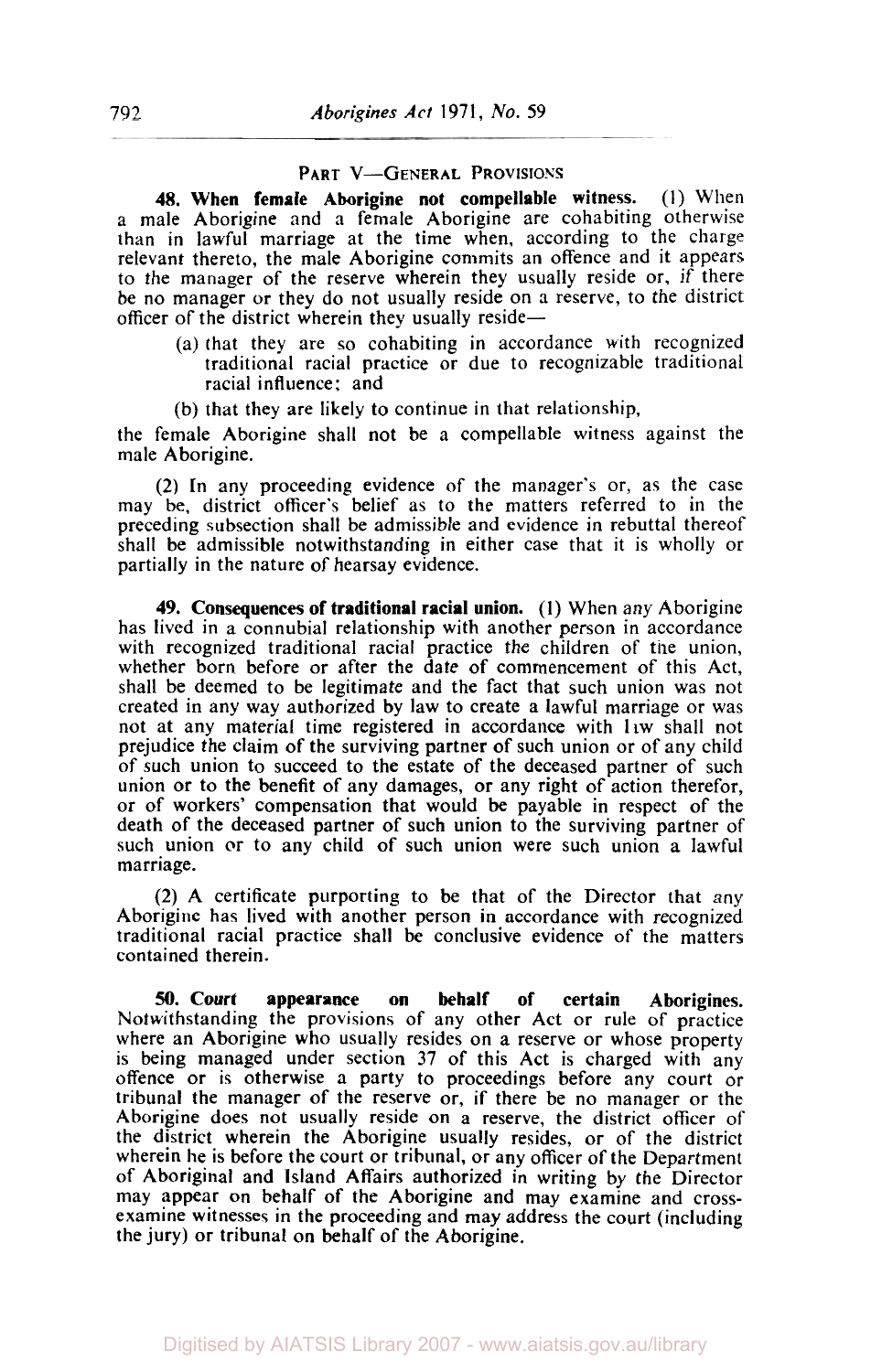## PART V—GENERAL PROVISIONS

**48. When female Aborigine not compellable witness.** (1) When a male Aborigine and a female Aborigine are cohabiting otherwise than in lawful marriage at the time when, according to the charge relevant thereto, the male Aborigine commits an offence and it appears to the manager of the reserve wherein they usually reside or, if there be no manager or they do not usually reside on a reserve, to the district officer of the district wherein they usually reside—

(a) that they are so cohabiting in accordance with recognized traditional racial practice or due to recognizable traditional racial influence; and

(b) that they are likely to continue in that relationship,

the female Aborigine shall not be a compellable witness against the male Aborigine.

(2) In any proceeding evidence of the manager's or, as the case may be, district officer's belief as to the matters referred to in the preceding subsection shall be admissible and evidence in rebuttal thereof shall be admissible notwithstanding in either case that it is wholly or partially in the nature of hearsay evidence.

**49. Consequences of traditional racial union.** (1) When any Aborigine has lived in a connubial relationship with another person in accordance with recognized traditional racial practice the children of the union, whether born before or after the date of commencement of this Act, shall be deemed to be legitimate and the fact that such union was not created in any way authorized by law to create a lawful marriage or was not at any material time registered in accordance with law shall not prejudice the claim of the surviving partner of such union or of any child of such union to succeed to the estate of the deceased partner of such union or to the benefit of any damages, or any right of action therefor, or of workers' compensation that would be payable in respect of the death of the deceased partner of such union to the surviving partner of such union or to any child of such union were such union a lawful marriage.

(2) A certificate purporting to be that of the Director that any Aborigine has lived with another person in accordance with recognized traditional racial practice shall be conclusive evidence of the matters contained therein.

**50. Court appearance on behalf of certain Aborigines.** Notwithstanding the provisions of any other Act or rule of practice where an Aborigine who usually resides on a reserve or whose property is being managed under section 37 of this Act is charged with any offence or is otherwise a party to proceedings before any court or tribunal the manager of the reserve or, if there be no manager or the Aborigine does not usually reside on a reserve, the district officer of the district wherein the Aborigine usually resides, or of the district wherein he is before the court or tribunal, or any officer of the Department of Aboriginal and Island Affairs authorized in writing by the Director may appear on behalf of the Aborigine and may examine and cross-examine witnesses in the proceeding and may address the court (including the jury) or tribunal on behalf of the Aborigine.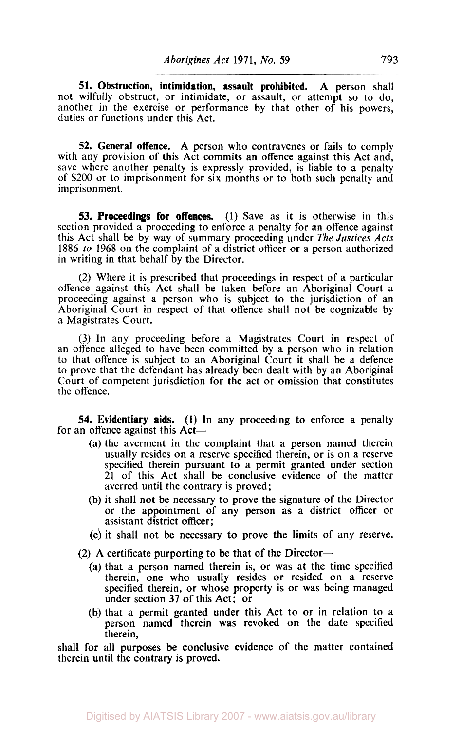**51. Obstruction, intimidation, assault prohibited.** A person shall not wilfully obstruct, or intimidate, or assault, or attempt so to do, another in the exercise or performance by that other of his powers, duties or functions under this Act.

**52. General offence.** A person who contravenes or fails to comply with any provision of this Act commits an offence against this Act and, save where another penalty is expressly provided, is liable to a penalty of $200 or to imprisonment for six months or to both such penalty and imprisonment.

**53. Proceedings for offences.** (1) Save as it is otherwise in this section provided a proceeding to enforce a penalty for an offence against this Act shall be by way of summary proceeding under *The Justices Acts* 1886 *to* 1968 on the complaint of a district officer or a person authorized in writing in that behalf by the Director.

(2) Where it is prescribed that proceedings in respect of a particular offence against this Act shall be taken before an Aboriginal Court a proceeding against a person who is subject to the jurisdiction of an Aboriginal Court in respect of that offence shall not be cognizable by a Magistrates Court.

(3) In any proceeding before a Magistrates Court in respect of an offence alleged to have been committed by a person who in relation to that offence is subject to an Aboriginal Court it shall be a defence to prove that the defendant has already been dealt with by an Aboriginal Court of competent jurisdiction for the act or omission that constitutes the offence.

**54. Evidentiary aids.** (1) In any proceeding to enforce a penalty for an offence against this Act—

- (a) the averment in the complaint that a person named therein usually resides on a reserve specified therein, or is on a reserve specified therein pursuant to a permit granted under section 21 of this Act shall be conclusive evidence of the matter averred until the contrary is proved;
- (b) it shall not be necessary to prove the signature of the Director or the appointment of any person as a district officer or assistant district officer;
- (c) it shall not be necessary to prove the limits of any reserve.

(2) A certificate purporting to be that of the Director—

- (a) that a person named therein is, or was at the time specified therein, one who usually resides or resided on a reserve specified therein, or whose property is or was being managed under section 37 of this Act; or
- (b) that a permit granted under this Act to or in relation to a person named therein was revoked on the date specified therein,

shall for all purposes be conclusive evidence of the matter contained therein until the contrary is proved.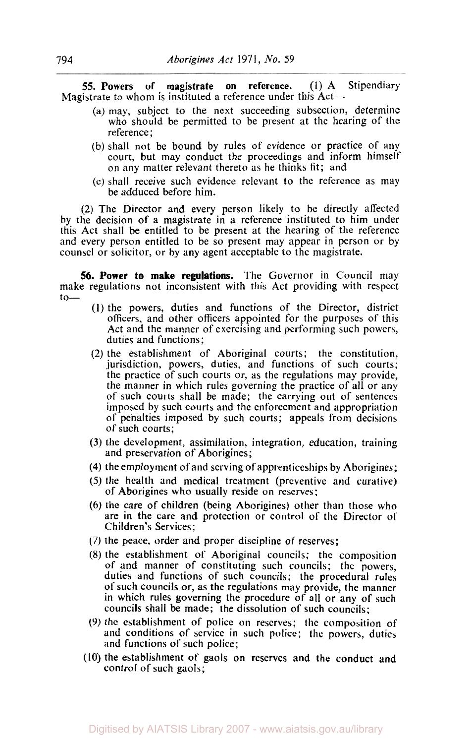**55. Powers of magistrate on reference.** (1) A Stipendiary Magistrate to whom is instituted a reference under this Act—

(a) may, subject to the next succeeding subsection, determine who should be permitted to be present at the hearing of the reference;

(b) shall not be bound by rules of evidence or practice of any court, but may conduct the proceedings and inform himself on any matter relevant thereto as he thinks fit; and

(c) shall receive such evidence relevant to the reference as may be adduced before him.

(2) The Director and every person likely to be directly affected by the decision of a magistrate in a reference instituted to him under this Act shall be entitled to be present at the hearing of the reference and every person entitled to be so present may appear in person or by counsel or solicitor, or by any agent acceptable to the magistrate.

**56. Power to make regulations.** The Governor in Council may make regulations not inconsistent with this Act providing with respect to—

(1) the powers, duties and functions of the Director, district officers, and other officers appointed for the purposes of this Act and the manner of exercising and performing such powers, duties and functions;

(2) the establishment of Aboriginal courts; the constitution, jurisdiction, powers, duties, and functions of such courts; the practice of such courts or, as the regulations may provide, the manner in which rules governing the practice of all or any of such courts shall be made; the carrying out of sentences imposed by such courts and the enforcement and appropriation of penalties imposed by such courts; appeals from decisions of such courts;

(3) the development, assimilation, integration, education, training and preservation of Aborigines;

(4) the employment of and serving of apprenticeships by Aborigines;

(5) the health and medical treatment (preventive and curative) of Aborigines who usually reside on reserves;

(6) the care of children (being Aborigines) other than those who are in the care and protection or control of the Director of Children's Services;

(7) the peace, order and proper discipline of reserves;

(8) the establishment of Aboriginal councils; the composition of and manner of constituting such councils; the powers, duties and functions of such councils; the procedural rules of such councils or, as the regulations may provide, the manner in which rules governing the procedure of all or any of such councils shall be made; the dissolution of such councils;

(9) the establishment of police on reserves; the composition of and conditions of service in such police; the powers, duties and functions of such police;

(10) the establishment of gaols on reserves and the conduct and control of such gaols;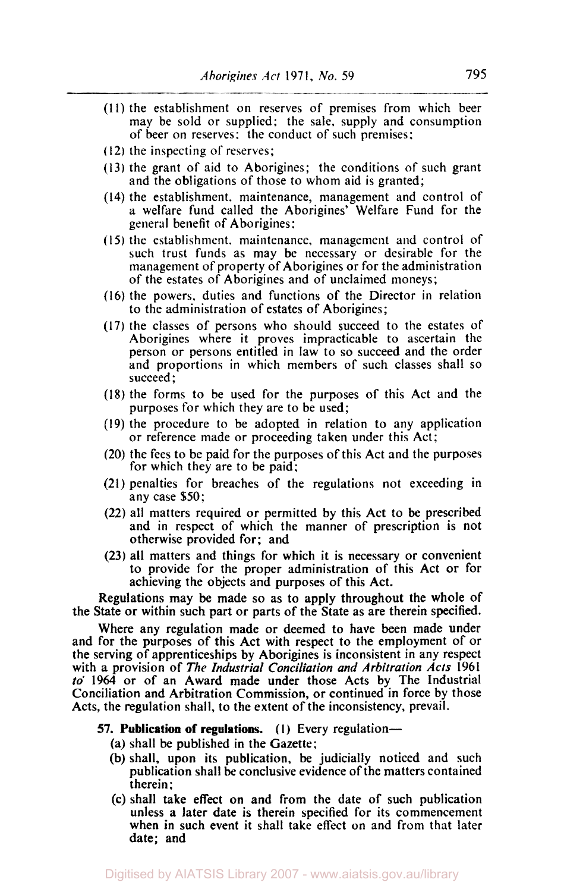(11) the establishment on reserves of premises from which beer may be sold or supplied; the sale, supply and consumption of beer on reserves; the conduct of such premises;

(12) the inspecting of reserves;

(13) the grant of aid to Aborigines; the conditions of such grant and the obligations of those to whom aid is granted;

(14) the establishment, maintenance, management and control of a welfare fund called the Aborigines' Welfare Fund for the general benefit of Aborigines;

(15) the establishment, maintenance, management and control of such trust funds as may be necessary or desirable for the management of property of Aborigines or for the administration of the estates of Aborigines and of unclaimed moneys;

(16) the powers, duties and functions of the Director in relation to the administration of estates of Aborigines;

(17) the classes of persons who should succeed to the estates of Aborigines where it proves impracticable to ascertain the person or persons entitled in law to so succeed and the order and proportions in which members of such classes shall so succeed;

(18) the forms to be used for the purposes of this Act and the purposes for which they are to be used;

(19) the procedure to be adopted in relation to any application or reference made or proceeding taken under this Act;

(20) the fees to be paid for the purposes of this Act and the purposes for which they are to be paid;

(21) penalties for breaches of the regulations not exceeding in any case $50;

(22) all matters required or permitted by this Act to be prescribed and in respect of which the manner of prescription is not otherwise provided for; and

(23) all matters and things for which it is necessary or convenient to provide for the proper administration of this Act or for achieving the objects and purposes of this Act.

Regulations may be made so as to apply throughout the whole of the State or within such part or parts of the State as are therein specified.

Where any regulation made or deemed to have been made under and for the purposes of this Act with respect to the employment of or the serving of apprenticeships by Aborigines is inconsistent in any respect with a provision of *The Industrial Conciliation and Arbitration Acts* 1961 *to* 1964 or of an Award made under those Acts by The Industrial Conciliation and Arbitration Commission, or continued in force by those Acts, the regulation shall, to the extent of the inconsistency, prevail.

**57. Publication of regulations.** (1) Every regulation—

(a) shall be published in the Gazette;

(b) shall, upon its publication, be judicially noticed and such publication shall be conclusive evidence of the matters contained therein;

(c) shall take effect on and from the date of such publication unless a later date is therein specified for its commencement when in such event it shall take effect on and from that later date; and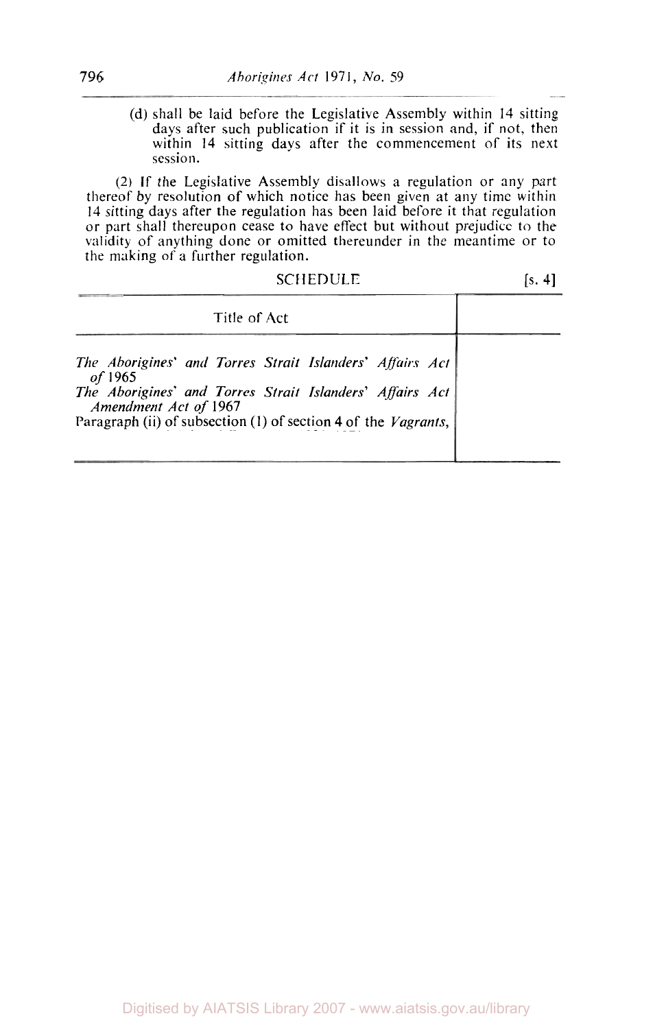(d) shall be laid before the Legislative Assembly within 14 sitting days after such publication if it is in session and, if not, then within 14 sitting days after the commencement of its next session.

(2) If the Legislative Assembly disallows a regulation or any part thereof by resolution of which notice has been given at any time within 14 sitting days after the regulation has been laid before it that regulation or part shall thereupon cease to have effect but without prejudice to the validity of anything done or omitted thereunder in the meantime or to the making of a further regulation.

SCHEDULE [s. 4]

| Title of Act | |
|---|---|
| *The Aborigines' and Torres Strait Islanders' Affairs Act of* 1965 | |
| *The Aborigines' and Torres Strait Islanders' Affairs Act Amendment Act of* 1967 | |
| Paragraph (ii) of subsection (1) of section 4 of the *Vagrants,* | |